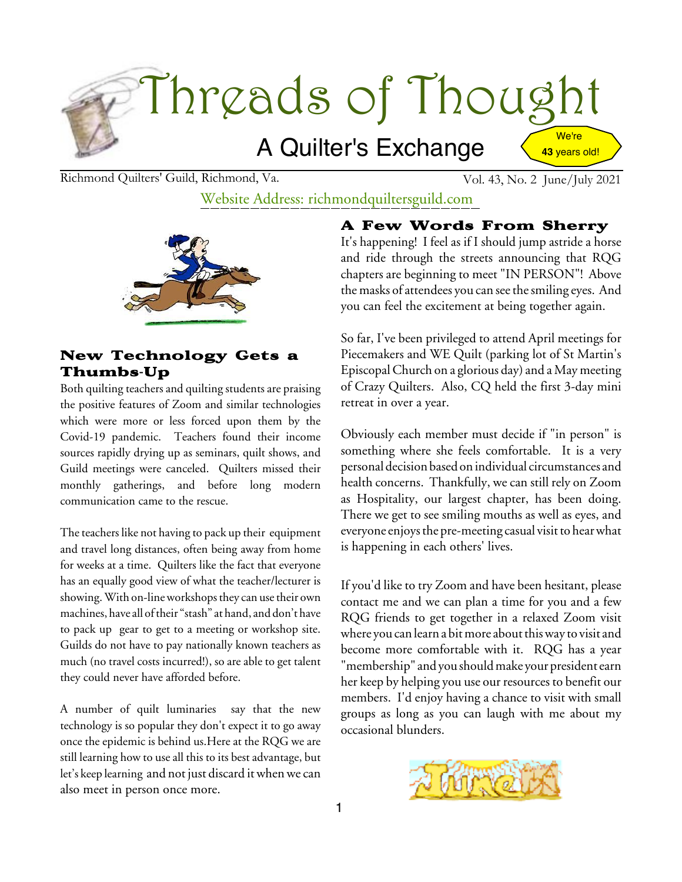# Threads of Thought

## A Quilter's Exchange

We're **43** years old!

Richmond Quilters' Guild, Richmond, Va. — Vol. 43, No. 2 June/July 2021

Website Address: richmondquiltersguild.com

## New Technology Gets a Thumbs-Up

Both quilting teachers and quilting students are praising the positive features of Zoom and similar technologies which were more or less forced upon them by the Covid-19 pandemic. Teachers found their income sources rapidly drying up as seminars, quilt shows, and Guild meetings were canceled. Quilters missed their monthly gatherings, and before long modern communication came to the rescue.

The teachers like not having to pack up their equipment and travel long distances, often being away from home for weeks at a time. Quilters like the fact that everyone has an equally good view of what the teacher/lecturer is showing. With on-line workshops they can use their own machines, have all of their "stash" at hand, and don't have to pack up gear to get to a meeting or workshop site. Guilds do not have to pay nationally known teachers as much (no travel costs incurred!), so are able to get talent they could never have afforded before.

A number of quilt luminaries say that the new technology is so popular they don't expect it to go away once the epidemic is behind us.Here at the RQG we are still learning how to use all this to its best advantage, but let's keep learning and not just discard it when we can also meet in person once more.

## A Few Words From Sherry

It's happening! I feel as if I should jump astride a horse and ride through the streets announcing that RQG chapters are beginning to meet "IN PERSON"! Above the masks of attendees you can see the smiling eyes. And you can feel the excitement at being together again.

So far, I've been privileged to attend April meetings for Piecemakers and WE Quilt (parking lot of St Martin's Episcopal Church on a glorious day) and a May meeting of Crazy Quilters. Also, CQ held the first 3-day mini retreat in over a year.

Obviously each member must decide if "in person" is something where she feels comfortable. It is a very personal decision based on individual circumstances and health concerns. Thankfully, we can still rely on Zoom as Hospitality, our largest chapter, has been doing. There we get to see smiling mouths as well as eyes, and everyone enjoys the pre-meeting casual visit to hear what is happening in each others' lives.

If you'd like to try Zoom and have been hesitant, please contact me and we can plan a time for you and a few RQG friends to get together in a relaxed Zoom visit where you can learn a bit more about this way to visit and become more comfortable with it. RQG has a year "membership" and you should make your president earn her keep by helping you use our resources to benefit our members. I'd enjoy having a chance to visit with small groups as long as you can laugh with me about my occasional blunders.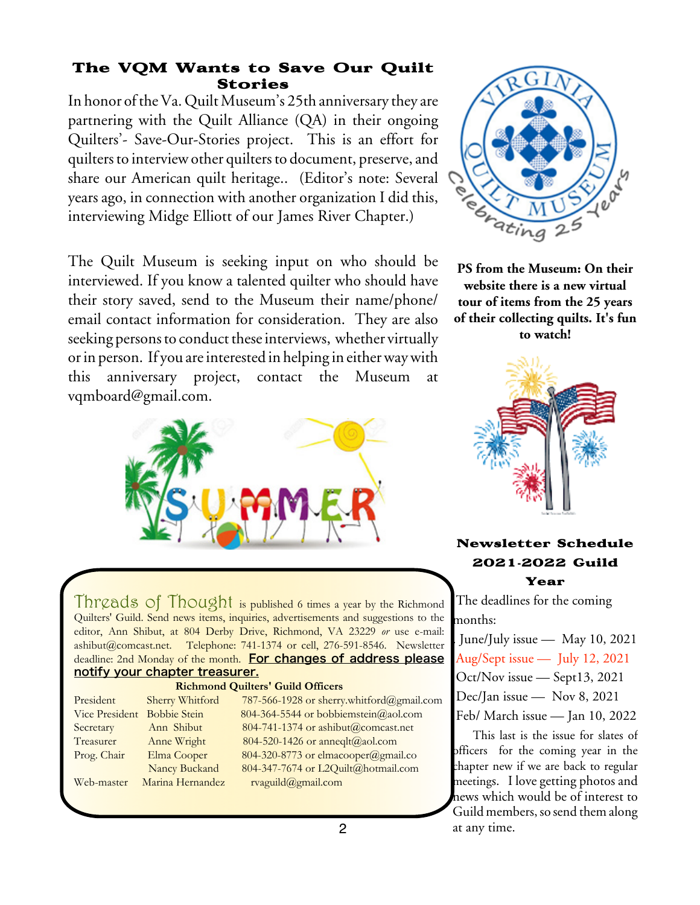## The VQM Wants to Save Our Quilt Stories

In honor of the Va. Quilt Museum's 25th anniversary they are partnering with the Quilt Alliance (QA) in their ongoing Quilters'- Save-Our-Stories project. This is an effort for quilters to interview other quilters to document, preserve, and share our American quilt heritage.. (Editor's note: Several years ago, in connection with another organization I did this, interviewing Midge Elliott of our James River Chapter.)

The Quilt Museum is seeking input on who should be interviewed. If you know a talented quilter who should have their story saved, send to the Museum their name/phone/ email contact information for consideration. They are also seeking persons to conduct these interviews, whether virtually or in person. If you are interested in helping in either way with this anniversary project, contact the Museum at vqmboard@gmail.com.

**PS from the Museum: On their website there is a new virtual tour of items from the 25 years of their collecting quilts. It's fun to watch!**

**Threads of Thought** is published 6 times a year by the Richmond Quilters' Guild. Send news items, inquiries, advertisements and suggestions to the editor, Ann Shibut, at 804 Derby Drive, Richmond, VA 23229 *or* use e-mail: ashibut@comcast.net. Telephone: 741-1374 or cell, 276-591-8546. Newsletter deadline: 2nd Monday of the month. **For changes of address please notify your chapter treasurer.**

**Richmond Quilters' Guild Officers**

| | | |
|---|---|---|
| President | Sherry Whitford | 787-566-1928 or sherry.whitford@gmail.com |
| Vice President | Bobbie Stein | 804-364-5544 or bobbiemstein@aol.com |
| Secretary | Ann Shibut | 804-741-1374 or ashibut@comcast.net |
| Treasurer | Anne Wright | 804-520-1426 or anneqlt@aol.com |
| Prog. Chair | Elma Cooper | 804-320-8773 or elmacooper@gmail.co |
| | Nancy Buckand | 804-347-7674 or L2Quilt@hotmail.com |
| Web-master | Marina Hernandez | rvaguild@gmail.com |

## Newsletter Schedule 2021-2022 Guild Year

The deadlines for the coming months:

- June/July issue — May 10, 2021
- Aug/Sept issue — July 12, 2021
- Oct/Nov issue — Sept13, 2021
- Dec/Jan issue — Nov 8, 2021
- Feb/ March issue — Jan 10, 2022

This last is the issue for slates of officers for the coming year in the chapter new if we are back to regular meetings. I love getting photos and news which would be of interest to Guild members, so send them along at any time.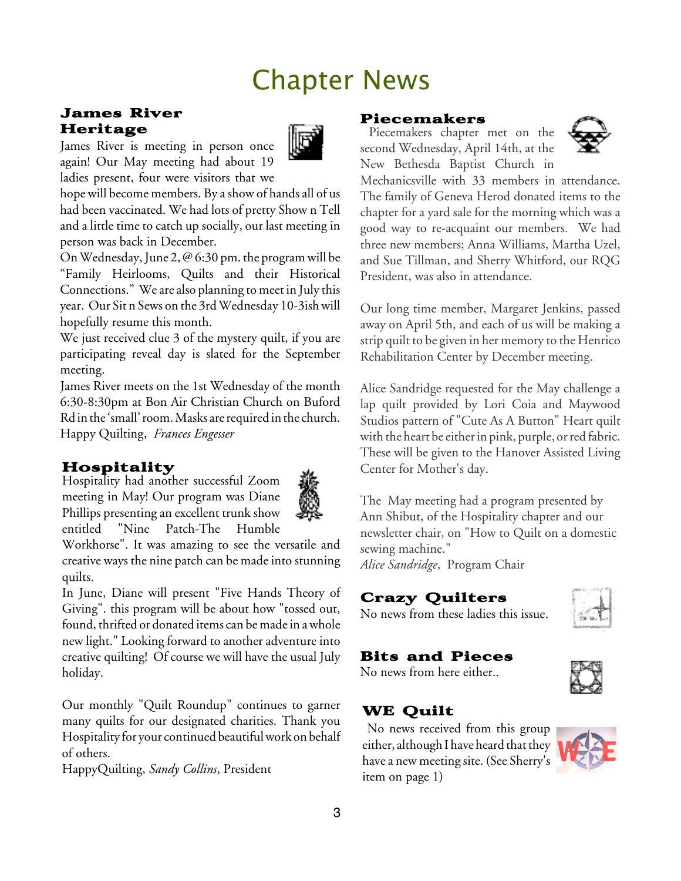# Chapter News

## James River Heritage

James River is meeting in person once again! Our May meeting had about 19 ladies present, four were visitors that we hope will become members. By a show of hands all of us had been vaccinated. We had lots of pretty Show n Tell and a little time to catch up socially, our last meeting in person was back in December.

On Wednesday, June 2, @ 6:30 pm. the program will be "Family Heirlooms, Quilts and their Historical Connections." We are also planning to meet in July this year. Our Sit n Sews on the 3rd Wednesday 10-3ish will hopefully resume this month.

We just received clue 3 of the mystery quilt, if you are participating reveal day is slated for the September meeting.

James River meets on the 1st Wednesday of the month 6:30-8:30pm at Bon Air Christian Church on Buford Rd in the 'small' room. Masks are required in the church.

Happy Quilting, *Frances Engesser*

## Hospitality

Hospitality had another successful Zoom meeting in May! Our program was Diane Phillips presenting an excellent trunk show entitled "Nine Patch-The Humble Workhorse". It was amazing to see the versatile and creative ways the nine patch can be made into stunning quilts.

In June, Diane will present "Five Hands Theory of Giving". this program will be about how "tossed out, found, thrifted or donated items can be made in a whole new light." Looking forward to another adventure into creative quilting! Of course we will have the usual July holiday.

Our monthly "Quilt Roundup" continues to garner many quilts for our designated charities. Thank you Hospitality for your continued beautiful work on behalf of others.

HappyQuilting, *Sandy Collins*, President

## Piecemakers

Piecemakers chapter met on the second Wednesday, April 14th, at the New Bethesda Baptist Church in Mechanicsville with 33 members in attendance. The family of Geneva Herod donated items to the chapter for a yard sale for the morning which was a good way to re-acquaint our members. We had three new members; Anna Williams, Martha Uzel, and Sue Tillman, and Sherry Whitford, our RQG President, was also in attendance.

Our long time member, Margaret Jenkins, passed away on April 5th, and each of us will be making a strip quilt to be given in her memory to the Henrico Rehabilitation Center by December meeting.

Alice Sandridge requested for the May challenge a lap quilt provided by Lori Coia and Maywood Studios pattern of "Cute As A Button" Heart quilt with the heart be either in pink, purple, or red fabric. These will be given to the Hanover Assisted Living Center for Mother's day.

The May meeting had a program presented by Ann Shibut, of the Hospitality chapter and our newsletter chair, on "How to Quilt on a domestic sewing machine."

*Alice Sandridge*, Program Chair

## Crazy Quilters

No news from these ladies this issue.

## Bits and Pieces

No news from here either..

## WE Quilt

No news received from this group either, although I have heard that they have a new meeting site. (See Sherry's item on page 1)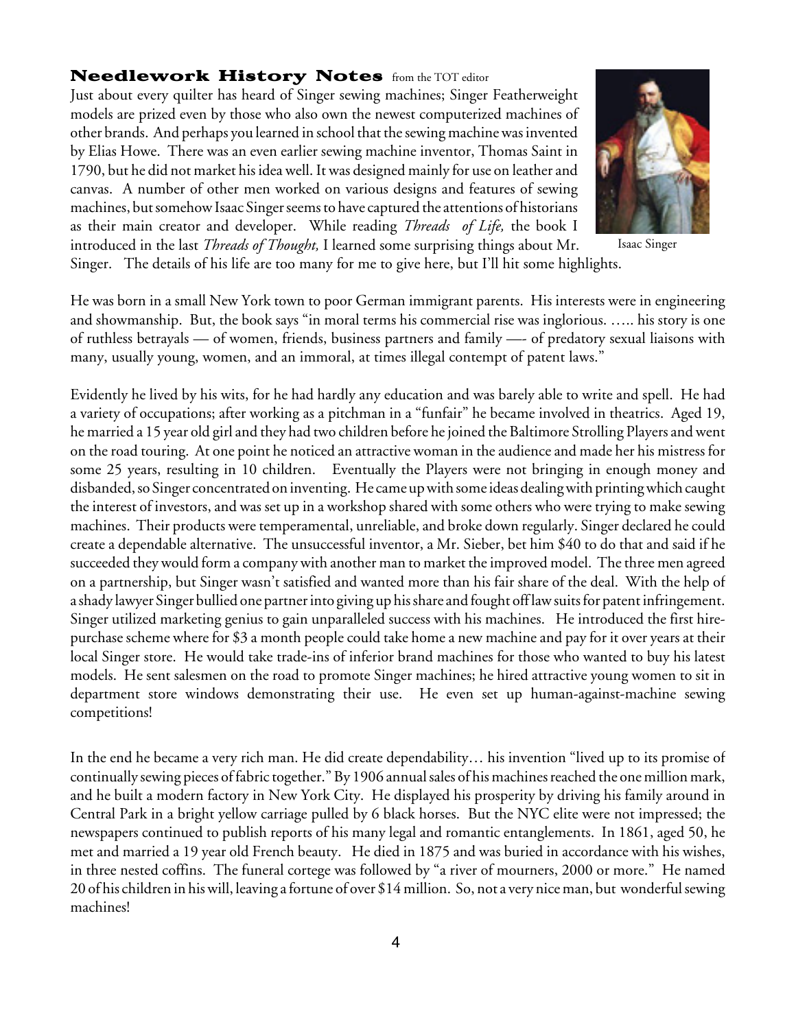## Needlework History Notes from the TOT editor

Just about every quilter has heard of Singer sewing machines; Singer Featherweight models are prized even by those who also own the newest computerized machines of other brands. And perhaps you learned in school that the sewing machine was invented by Elias Howe. There was an even earlier sewing machine inventor, Thomas Saint in 1790, but he did not market his idea well. It was designed mainly for use on leather and canvas. A number of other men worked on various designs and features of sewing machines, but somehow Isaac Singer seems to have captured the attentions of historians as their main creator and developer. While reading *Threads of Life,* the book I introduced in the last *Threads of Thought,* I learned some surprising things about Mr. Singer. The details of his life are too many for me to give here, but I'll hit some highlights.

Isaac Singer

He was born in a small New York town to poor German immigrant parents. His interests were in engineering and showmanship. But, the book says "in moral terms his commercial rise was inglorious. ….. his story is one of ruthless betrayals — of women, friends, business partners and family —- of predatory sexual liaisons with many, usually young, women, and an immoral, at times illegal contempt of patent laws."

Evidently he lived by his wits, for he had hardly any education and was barely able to write and spell. He had a variety of occupations; after working as a pitchman in a "funfair" he became involved in theatrics. Aged 19, he married a 15 year old girl and they had two children before he joined the Baltimore Strolling Players and went on the road touring. At one point he noticed an attractive woman in the audience and made her his mistress for some 25 years, resulting in 10 children. Eventually the Players were not bringing in enough money and disbanded, so Singer concentrated on inventing. He came up with some ideas dealing with printing which caught the interest of investors, and was set up in a workshop shared with some others who were trying to make sewing machines. Their products were temperamental, unreliable, and broke down regularly. Singer declared he could create a dependable alternative. The unsuccessful inventor, a Mr. Sieber, bet him $40 to do that and said if he succeeded they would form a company with another man to market the improved model. The three men agreed on a partnership, but Singer wasn't satisfied and wanted more than his fair share of the deal. With the help of a shady lawyer Singer bullied one partner into giving up his share and fought off law suits for patent infringement. Singer utilized marketing genius to gain unparalleled success with his machines. He introduced the first hire-purchase scheme where for $3 a month people could take home a new machine and pay for it over years at their local Singer store. He would take trade-ins of inferior brand machines for those who wanted to buy his latest models. He sent salesmen on the road to promote Singer machines; he hired attractive young women to sit in department store windows demonstrating their use. He even set up human-against-machine sewing competitions!

In the end he became a very rich man. He did create dependability… his invention "lived up to its promise of continually sewing pieces of fabric together." By 1906 annual sales of his machines reached the one million mark, and he built a modern factory in New York City. He displayed his prosperity by driving his family around in Central Park in a bright yellow carriage pulled by 6 black horses. But the NYC elite were not impressed; the newspapers continued to publish reports of his many legal and romantic entanglements. In 1861, aged 50, he met and married a 19 year old French beauty. He died in 1875 and was buried in accordance with his wishes, in three nested coffins. The funeral cortege was followed by "a river of mourners, 2000 or more." He named 20 of his children in his will, leaving a fortune of over $14 million. So, not a very nice man, but wonderful sewing machines!